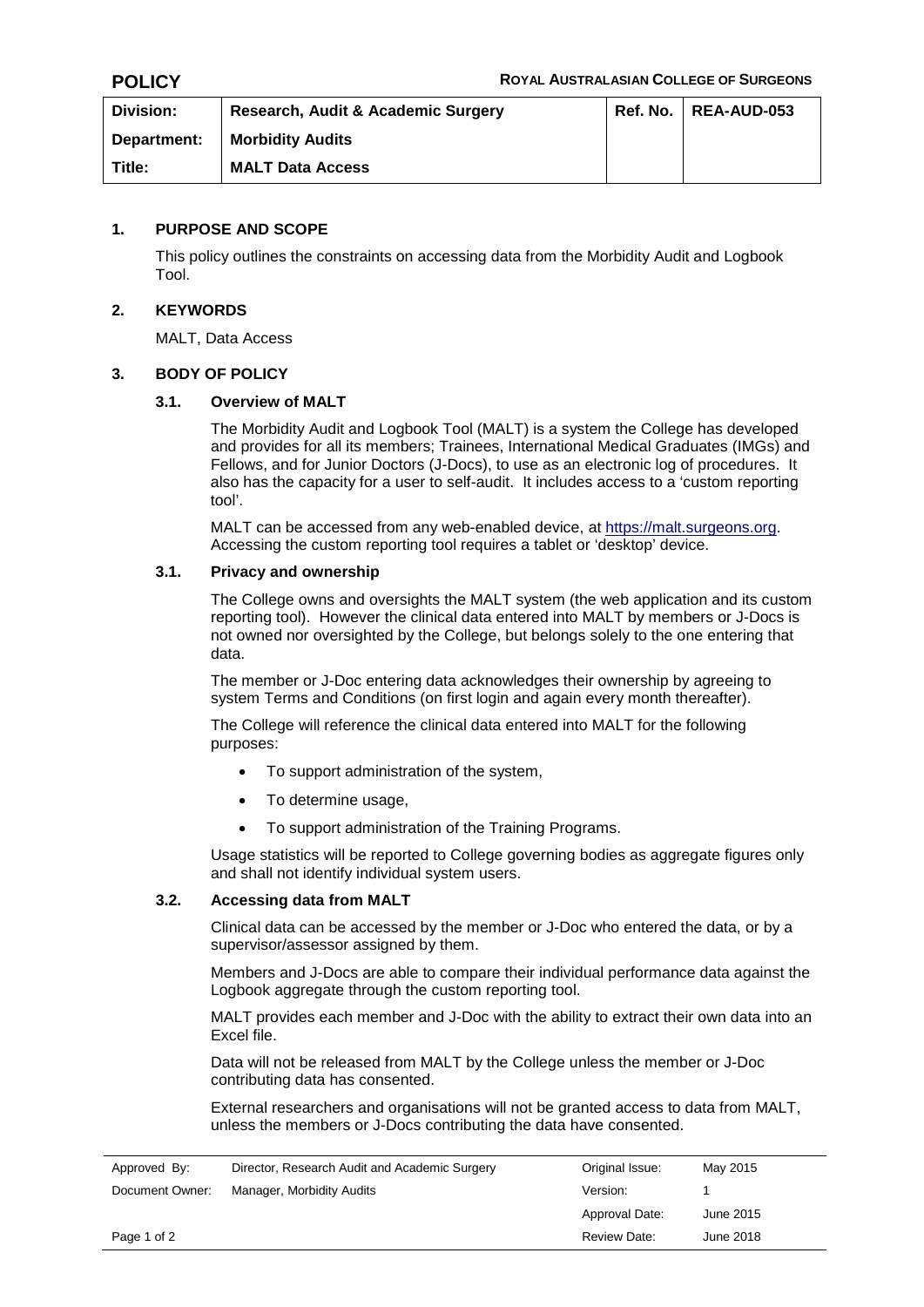**POLICY** — **ROYAL AUSTRALASIAN COLLEGE OF SURGEONS**

| | | | |
|---|---|---|---|
| **Division:** | **Research, Audit & Academic Surgery** | **Ref. No.** | **REA-AUD-053** |
| **Department:** | **Morbidity Audits** | | |
| **Title:** | **MALT Data Access** | | |

## 1. PURPOSE AND SCOPE

This policy outlines the constraints on accessing data from the Morbidity Audit and Logbook Tool.

## 2. KEYWORDS

MALT, Data Access

## 3. BODY OF POLICY

### 3.1. Overview of MALT

The Morbidity Audit and Logbook Tool (MALT) is a system the College has developed and provides for all its members; Trainees, International Medical Graduates (IMGs) and Fellows, and for Junior Doctors (J-Docs), to use as an electronic log of procedures. It also has the capacity for a user to self-audit. It includes access to a 'custom reporting tool'.

MALT can be accessed from any web-enabled device, at https://malt.surgeons.org. Accessing the custom reporting tool requires a tablet or 'desktop' device.

### 3.1. Privacy and ownership

The College owns and oversights the MALT system (the web application and its custom reporting tool). However the clinical data entered into MALT by members or J-Docs is not owned nor oversighted by the College, but belongs solely to the one entering that data.

The member or J-Doc entering data acknowledges their ownership by agreeing to system Terms and Conditions (on first login and again every month thereafter).

The College will reference the clinical data entered into MALT for the following purposes:

- To support administration of the system,
- To determine usage,
- To support administration of the Training Programs.

Usage statistics will be reported to College governing bodies as aggregate figures only and shall not identify individual system users.

### 3.2. Accessing data from MALT

Clinical data can be accessed by the member or J-Doc who entered the data, or by a supervisor/assessor assigned by them.

Members and J-Docs are able to compare their individual performance data against the Logbook aggregate through the custom reporting tool.

MALT provides each member and J-Doc with the ability to extract their own data into an Excel file.

Data will not be released from MALT by the College unless the member or J-Doc contributing data has consented.

External researchers and organisations will not be granted access to data from MALT, unless the members or J-Docs contributing the data have consented.

| | | | |
|---|---|---|---|
| Approved By: | Director, Research Audit and Academic Surgery | Original Issue: | May 2015 |
| Document Owner: | Manager, Morbidity Audits | Version: | 1 |
| | | Approval Date: | June 2015 |
| | | Review Date: | June 2018 |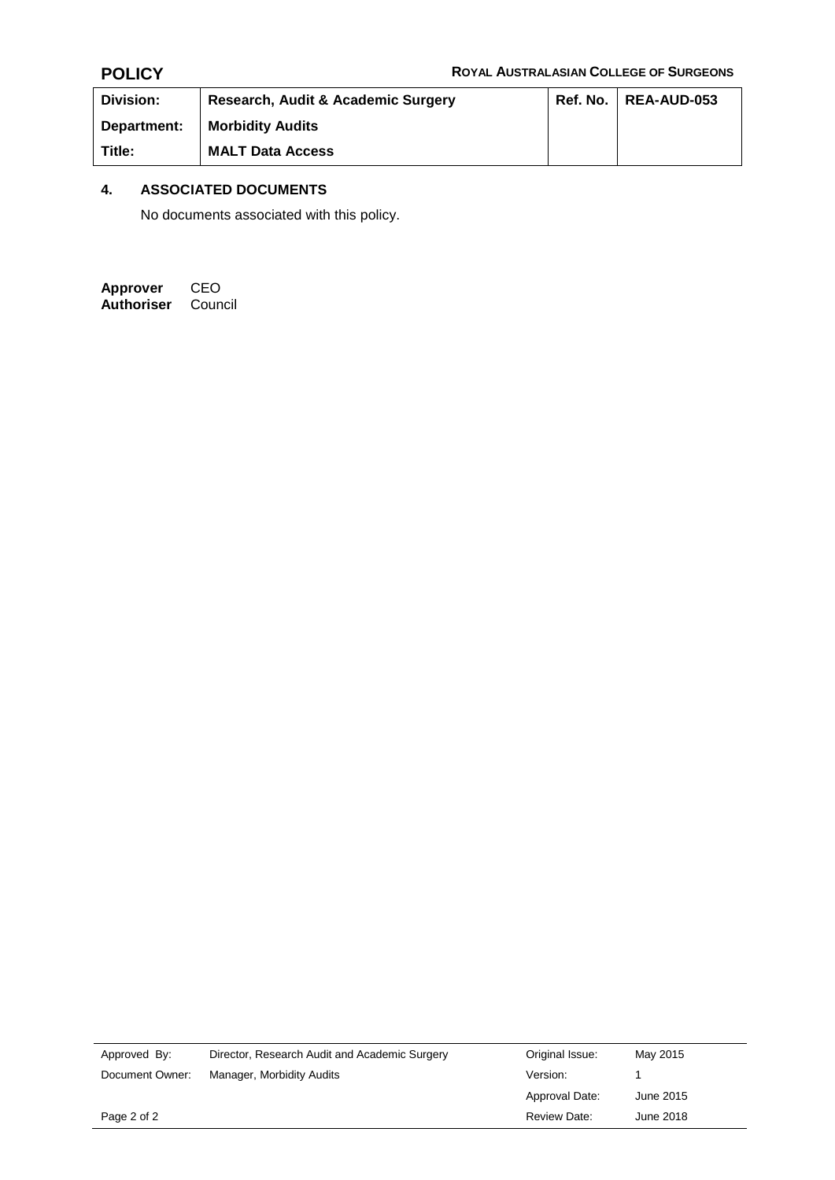## 4. ASSOCIATED DOCUMENTS

No documents associated with this policy.

**Approver** CEO
**Authoriser** Council